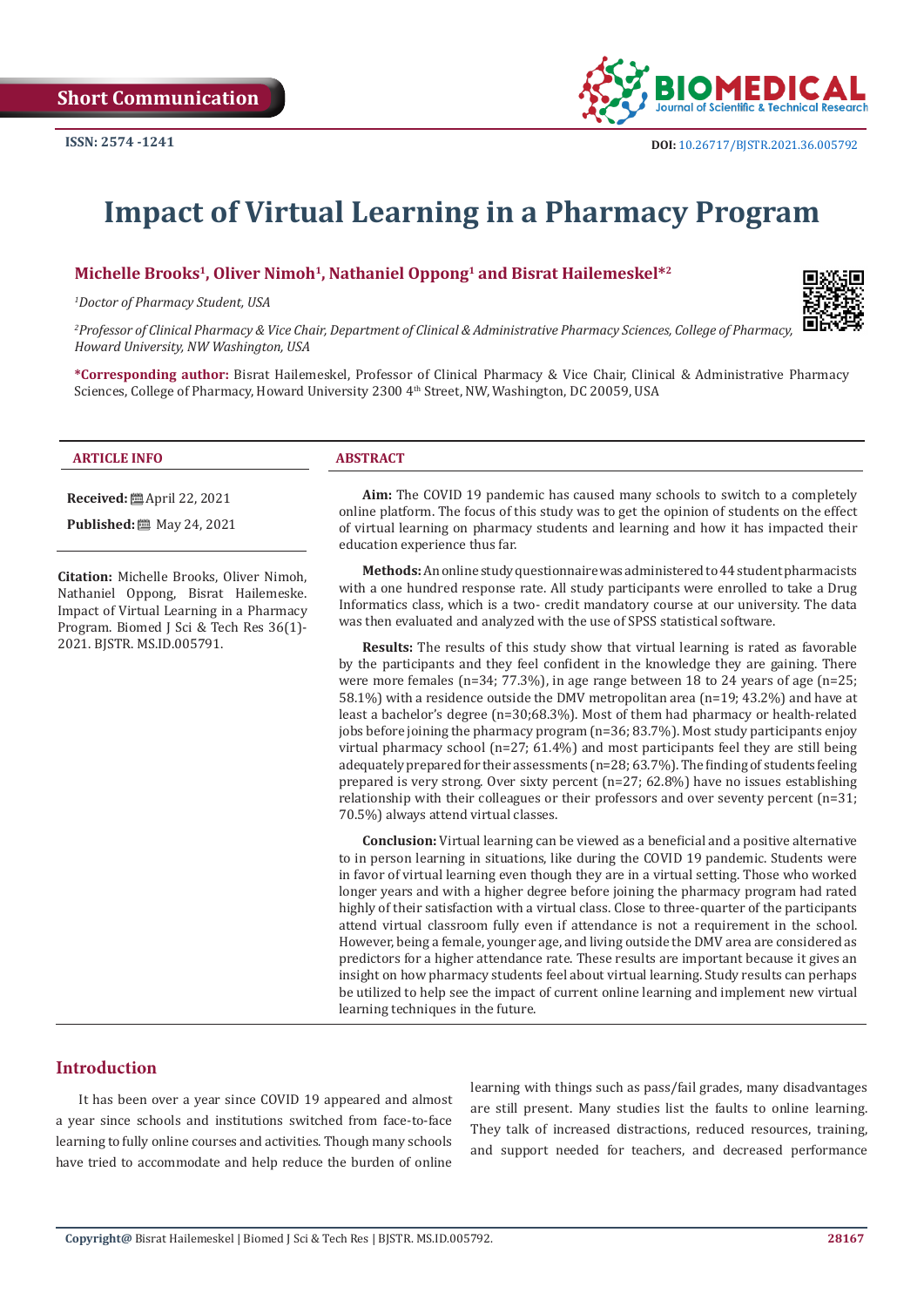Short Communication

ISSN: 2574 -1241

DOI: 10.26717/BJSTR.2021.36.005792

# Impact of Virtual Learning in a Pharmacy Program

**Michelle Brooks[1], Oliver Nimoh[1], Nathaniel Oppong[1] and Bisrat Hailemeskel*[2]**

*[1]Doctor of Pharmacy Student, USA*

*[2]Professor of Clinical Pharmacy & Vice Chair, Department of Clinical & Administrative Pharmacy Sciences, College of Pharmacy, Howard University, NW Washington, USA*

**\*Corresponding author:** Bisrat Hailemeskel, Professor of Clinical Pharmacy & Vice Chair, Clinical & Administrative Pharmacy Sciences, College of Pharmacy, Howard University 2300 4th Street, NW, Washington, DC 20059, USA

## ARTICLE INFO

**Received:** April 22, 2021

**Published:** May 24, 2021

**Citation:** Michelle Brooks, Oliver Nimoh, Nathaniel Oppong, Bisrat Hailemeske. Impact of Virtual Learning in a Pharmacy Program. Biomed J Sci & Tech Res 36(1)-2021. BJSTR. MS.ID.005791.

## ABSTRACT

**Aim:** The COVID 19 pandemic has caused many schools to switch to a completely online platform. The focus of this study was to get the opinion of students on the effect of virtual learning on pharmacy students and learning and how it has impacted their education experience thus far.

**Methods:** An online study questionnaire was administered to 44 student pharmacists with a one hundred response rate. All study participants were enrolled to take a Drug Informatics class, which is a two- credit mandatory course at our university. The data was then evaluated and analyzed with the use of SPSS statistical software.

**Results:** The results of this study show that virtual learning is rated as favorable by the participants and they feel confident in the knowledge they are gaining. There were more females (n=34; 77.3%), in age range between 18 to 24 years of age (n=25; 58.1%) with a residence outside the DMV metropolitan area (n=19; 43.2%) and have at least a bachelor's degree (n=30;68.3%). Most of them had pharmacy or health-related jobs before joining the pharmacy program (n=36; 83.7%). Most study participants enjoy virtual pharmacy school (n=27; 61.4%) and most participants feel they are still being adequately prepared for their assessments (n=28; 63.7%). The finding of students feeling prepared is very strong. Over sixty percent (n=27; 62.8%) have no issues establishing relationship with their colleagues or their professors and over seventy percent (n=31; 70.5%) always attend virtual classes.

**Conclusion:** Virtual learning can be viewed as a beneficial and a positive alternative to in person learning in situations, like during the COVID 19 pandemic. Students were in favor of virtual learning even though they are in a virtual setting. Those who worked longer years and with a higher degree before joining the pharmacy program had rated highly of their satisfaction with a virtual class. Close to three-quarter of the participants attend virtual classroom fully even if attendance is not a requirement in the school. However, being a female, younger age, and living outside the DMV area are considered as predictors for a higher attendance rate. These results are important because it gives an insight on how pharmacy students feel about virtual learning. Study results can perhaps be utilized to help see the impact of current online learning and implement new virtual learning techniques in the future.

## Introduction

It has been over a year since COVID 19 appeared and almost a year since schools and institutions switched from face-to-face learning to fully online courses and activities. Though many schools have tried to accommodate and help reduce the burden of online learning with things such as pass/fail grades, many disadvantages are still present. Many studies list the faults to online learning. They talk of increased distractions, reduced resources, training, and support needed for teachers, and decreased performance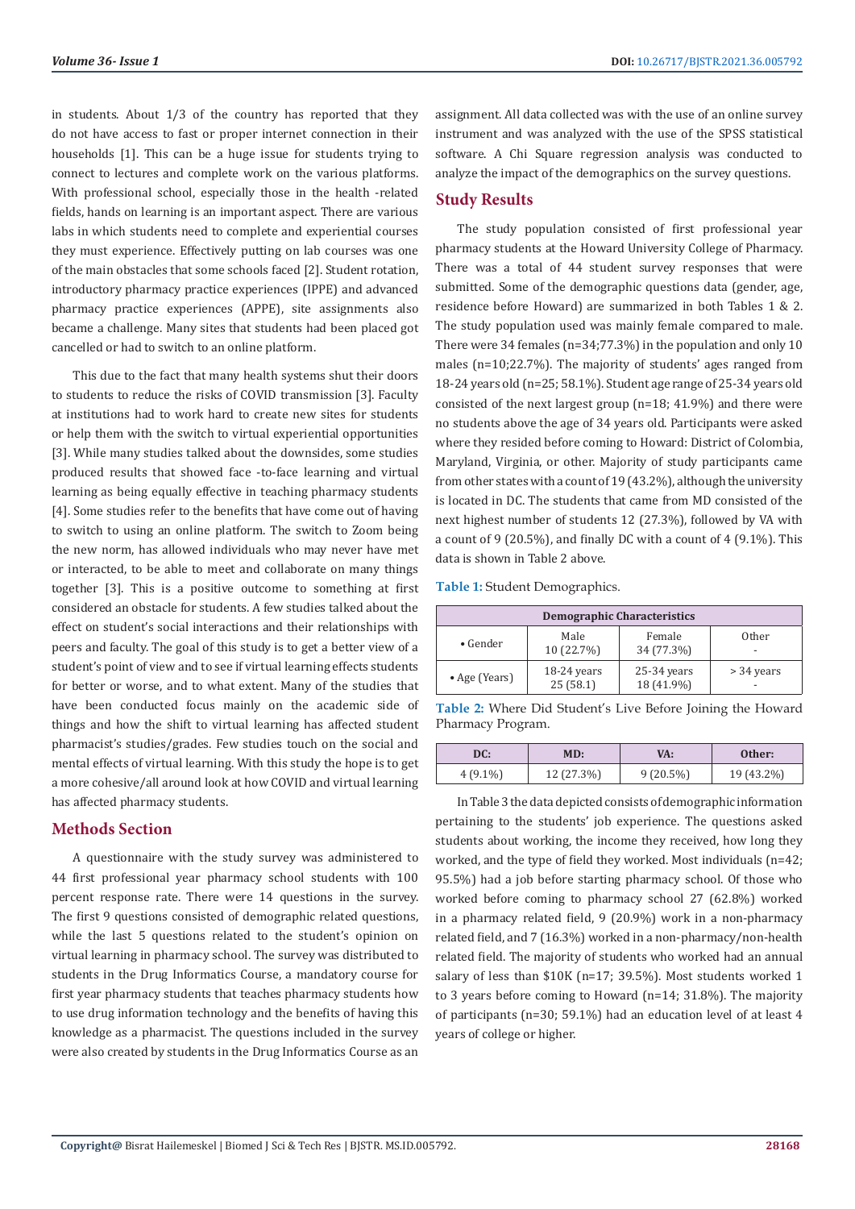in students. About 1/3 of the country has reported that they do not have access to fast or proper internet connection in their households [1]. This can be a huge issue for students trying to connect to lectures and complete work on the various platforms. With professional school, especially those in the health -related fields, hands on learning is an important aspect. There are various labs in which students need to complete and experiential courses they must experience. Effectively putting on lab courses was one of the main obstacles that some schools faced [2]. Student rotation, introductory pharmacy practice experiences (IPPE) and advanced pharmacy practice experiences (APPE), site assignments also became a challenge. Many sites that students had been placed got cancelled or had to switch to an online platform.

This due to the fact that many health systems shut their doors to students to reduce the risks of COVID transmission [3]. Faculty at institutions had to work hard to create new sites for students or help them with the switch to virtual experiential opportunities [3]. While many studies talked about the downsides, some studies produced results that showed face -to-face learning and virtual learning as being equally effective in teaching pharmacy students [4]. Some studies refer to the benefits that have come out of having to switch to using an online platform. The switch to Zoom being the new norm, has allowed individuals who may never have met or interacted, to be able to meet and collaborate on many things together [3]. This is a positive outcome to something at first considered an obstacle for students. A few studies talked about the effect on student's social interactions and their relationships with peers and faculty. The goal of this study is to get a better view of a student's point of view and to see if virtual learning effects students for better or worse, and to what extent. Many of the studies that have been conducted focus mainly on the academic side of things and how the shift to virtual learning has affected student pharmacist's studies/grades. Few studies touch on the social and mental effects of virtual learning. With this study the hope is to get a more cohesive/all around look at how COVID and virtual learning has affected pharmacy students.

## Methods Section

A questionnaire with the study survey was administered to 44 first professional year pharmacy school students with 100 percent response rate. There were 14 questions in the survey. The first 9 questions consisted of demographic related questions, while the last 5 questions related to the student's opinion on virtual learning in pharmacy school. The survey was distributed to students in the Drug Informatics Course, a mandatory course for first year pharmacy students that teaches pharmacy students how to use drug information technology and the benefits of having this knowledge as a pharmacist. The questions included in the survey were also created by students in the Drug Informatics Course as an assignment. All data collected was with the use of an online survey instrument and was analyzed with the use of the SPSS statistical software. A Chi Square regression analysis was conducted to analyze the impact of the demographics on the survey questions.

## Study Results

The study population consisted of first professional year pharmacy students at the Howard University College of Pharmacy. There was a total of 44 student survey responses that were submitted. Some of the demographic questions data (gender, age, residence before Howard) are summarized in both Tables 1 & 2. The study population used was mainly female compared to male. There were 34 females (n=34;77.3%) in the population and only 10 males (n=10;22.7%). The majority of students' ages ranged from 18-24 years old (n=25; 58.1%). Student age range of 25-34 years old consisted of the next largest group (n=18; 41.9%) and there were no students above the age of 34 years old. Participants were asked where they resided before coming to Howard: District of Colombia, Maryland, Virginia, or other. Majority of study participants came from other states with a count of 19 (43.2%), although the university is located in DC. The students that came from MD consisted of the next highest number of students 12 (27.3%), followed by VA with a count of 9 (20.5%), and finally DC with a count of 4 (9.1%). This data is shown in Table 2 above.

**Table 1:** Student Demographics.

| Demographic Characteristics | | | |
|---|---|---|---|
| • Gender | Male<br>10 (22.7%) | Female<br>34 (77.3%) | Other<br>- |
| • Age (Years) | 18-24 years<br>25 (58.1) | 25-34 years<br>18 (41.9%) | > 34 years<br>- |

**Table 2:** Where Did Student's Live Before Joining the Howard Pharmacy Program.

| DC: | MD: | VA: | Other: |
|---|---|---|---|
| 4 (9.1%) | 12 (27.3%) | 9 (20.5%) | 19 (43.2%) |

In Table 3 the data depicted consists of demographic information pertaining to the students' job experience. The questions asked students about working, the income they received, how long they worked, and the type of field they worked. Most individuals (n=42; 95.5%) had a job before starting pharmacy school. Of those who worked before coming to pharmacy school 27 (62.8%) worked in a pharmacy related field, 9 (20.9%) work in a non-pharmacy related field, and 7 (16.3%) worked in a non-pharmacy/non-health related field. The majority of students who worked had an annual salary of less than $10K (n=17; 39.5%). Most students worked 1 to 3 years before coming to Howard (n=14; 31.8%). The majority of participants (n=30; 59.1%) had an education level of at least 4 years of college or higher.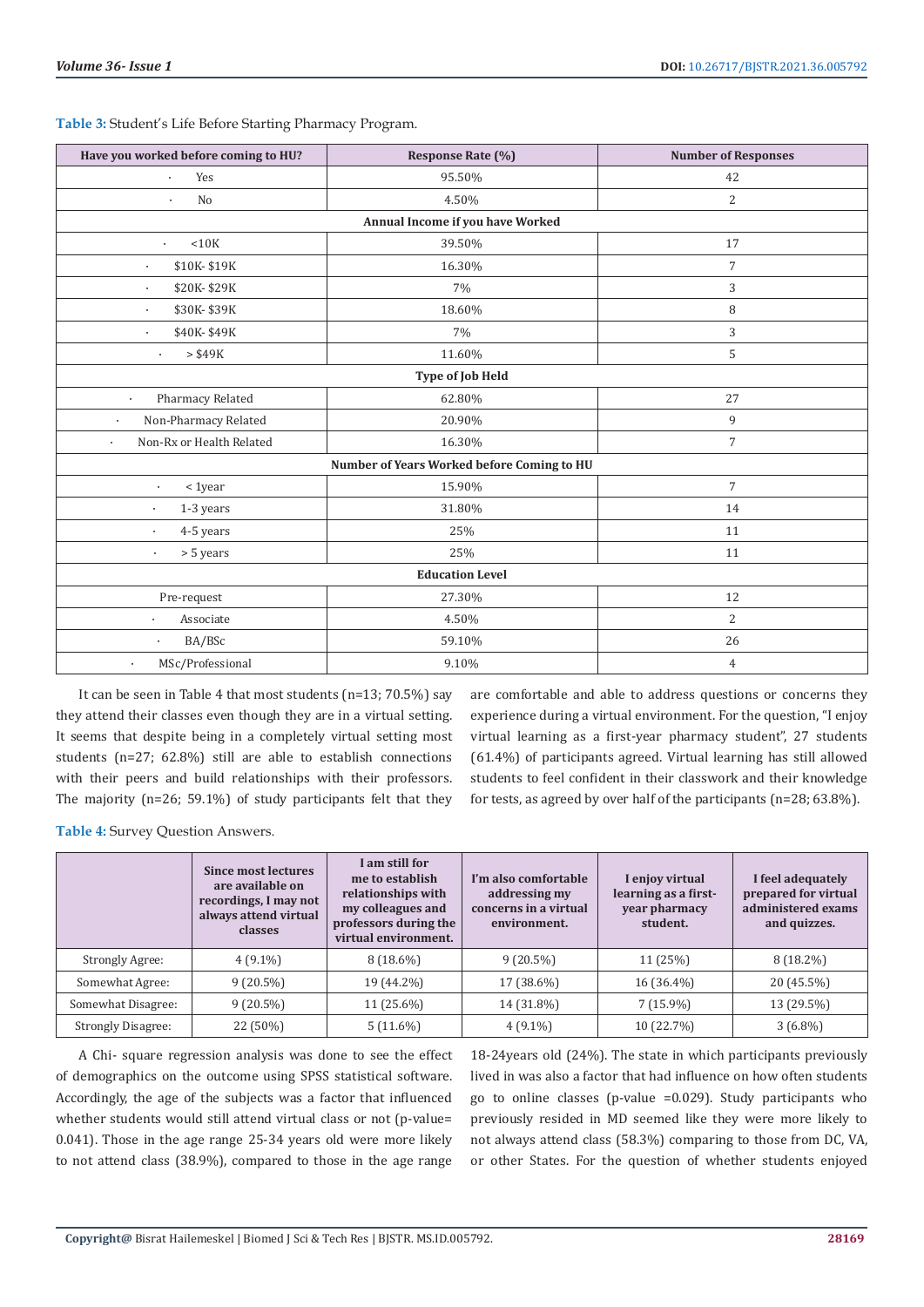**Table 3:** Student's Life Before Starting Pharmacy Program.

| Have you worked before coming to HU? | Response Rate (%) | Number of Responses |
|---|---|---|
| · Yes | 95.50% | 42 |
| · No | 4.50% | 2 |
| **Annual Income if you have Worked** | | |
| · <10K | 39.50% | 17 |
| · $10K- $19K | 16.30% | 7 |
| · $20K- $29K | 7% | 3 |
| · $30K- $39K | 18.60% | 8 |
| · $40K- $49K | 7% | 3 |
| · > $49K | 11.60% | 5 |
| **Type of Job Held** | | |
| · Pharmacy Related | 62.80% | 27 |
| · Non-Pharmacy Related | 20.90% | 9 |
| · Non-Rx or Health Related | 16.30% | 7 |
| **Number of Years Worked before Coming to HU** | | |
| · < 1year | 15.90% | 7 |
| · 1-3 years | 31.80% | 14 |
| · 4-5 years | 25% | 11 |
| · > 5 years | 25% | 11 |
| **Education Level** | | |
| Pre-request | 27.30% | 12 |
| · Associate | 4.50% | 2 |
| · BA/BSc | 59.10% | 26 |
| · MSc/Professional | 9.10% | 4 |

It can be seen in Table 4 that most students (n=13; 70.5%) say they attend their classes even though they are in a virtual setting. It seems that despite being in a completely virtual setting most students (n=27; 62.8%) still are able to establish connections with their peers and build relationships with their professors. The majority (n=26; 59.1%) of study participants felt that they are comfortable and able to address questions or concerns they experience during a virtual environment. For the question, "I enjoy virtual learning as a first-year pharmacy student", 27 students (61.4%) of participants agreed. Virtual learning has still allowed students to feel confident in their classwork and their knowledge for tests, as agreed by over half of the participants (n=28; 63.8%).

**Table 4:** Survey Question Answers.

| | Since most lectures are available on recordings, I may not always attend virtual classes | I am still for me to establish relationships with my colleagues and professors during the virtual environment. | I'm also comfortable addressing my concerns in a virtual environment. | I enjoy virtual learning as a first-year pharmacy student. | I feel adequately prepared for virtual administered exams and quizzes. |
|---|---|---|---|---|---|
| Strongly Agree: | 4 (9.1%) | 8 (18.6%) | 9 (20.5%) | 11 (25%) | 8 (18.2%) |
| Somewhat Agree: | 9 (20.5%) | 19 (44.2%) | 17 (38.6%) | 16 (36.4%) | 20 (45.5%) |
| Somewhat Disagree: | 9 (20.5%) | 11 (25.6%) | 14 (31.8%) | 7 (15.9%) | 13 (29.5%) |
| Strongly Disagree: | 22 (50%) | 5 (11.6%) | 4 (9.1%) | 10 (22.7%) | 3 (6.8%) |

A Chi- square regression analysis was done to see the effect of demographics on the outcome using SPSS statistical software. Accordingly, the age of the subjects was a factor that influenced whether students would still attend virtual class or not (p-value= 0.041). Those in the age range 25-34 years old were more likely to not attend class (38.9%), compared to those in the age range 18-24years old (24%). The state in which participants previously lived in was also a factor that had influence on how often students go to online classes (p-value =0.029). Study participants who previously resided in MD seemed like they were more likely to not always attend class (58.3%) comparing to those from DC, VA, or other States. For the question of whether students enjoyed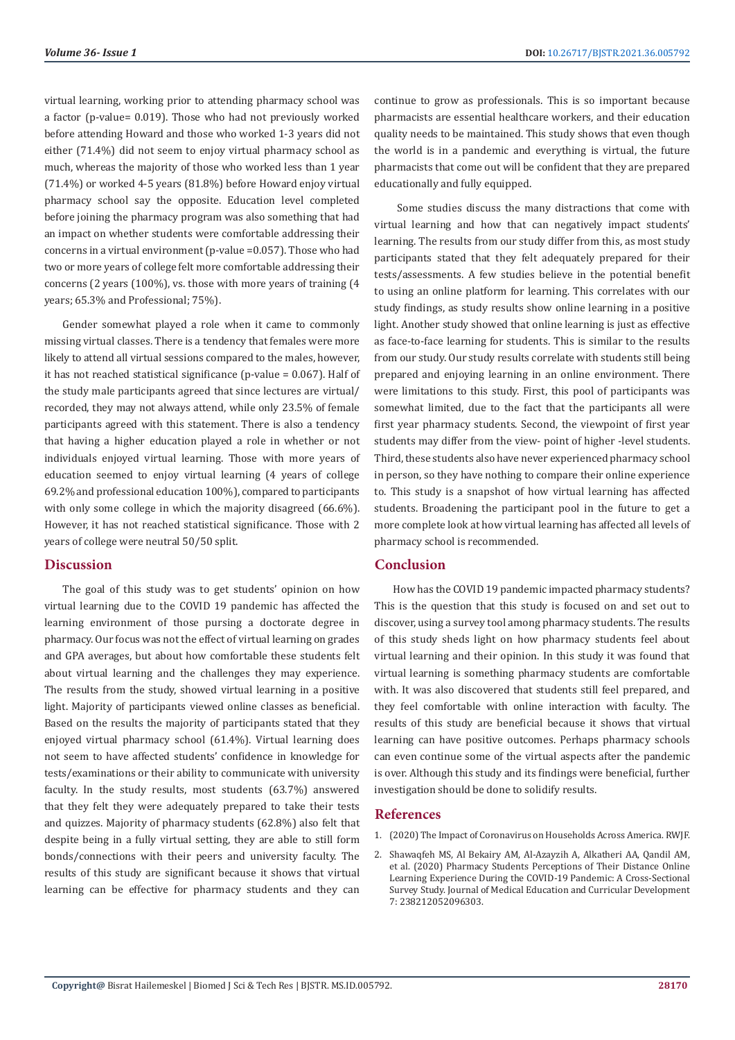virtual learning, working prior to attending pharmacy school was a factor (p-value= 0.019). Those who had not previously worked before attending Howard and those who worked 1-3 years did not either (71.4%) did not seem to enjoy virtual pharmacy school as much, whereas the majority of those who worked less than 1 year (71.4%) or worked 4-5 years (81.8%) before Howard enjoy virtual pharmacy school say the opposite. Education level completed before joining the pharmacy program was also something that had an impact on whether students were comfortable addressing their concerns in a virtual environment (p-value =0.057). Those who had two or more years of college felt more comfortable addressing their concerns (2 years (100%), vs. those with more years of training (4 years; 65.3% and Professional; 75%).

Gender somewhat played a role when it came to commonly missing virtual classes. There is a tendency that females were more likely to attend all virtual sessions compared to the males, however, it has not reached statistical significance (p-value = 0.067). Half of the study male participants agreed that since lectures are virtual/recorded, they may not always attend, while only 23.5% of female participants agreed with this statement. There is also a tendency that having a higher education played a role in whether or not individuals enjoyed virtual learning. Those with more years of education seemed to enjoy virtual learning (4 years of college 69.2% and professional education 100%), compared to participants with only some college in which the majority disagreed (66.6%). However, it has not reached statistical significance. Those with 2 years of college were neutral 50/50 split.

## Discussion

The goal of this study was to get students' opinion on how virtual learning due to the COVID 19 pandemic has affected the learning environment of those pursing a doctorate degree in pharmacy. Our focus was not the effect of virtual learning on grades and GPA averages, but about how comfortable these students felt about virtual learning and the challenges they may experience. The results from the study, showed virtual learning in a positive light. Majority of participants viewed online classes as beneficial. Based on the results the majority of participants stated that they enjoyed virtual pharmacy school (61.4%). Virtual learning does not seem to have affected students' confidence in knowledge for tests/examinations or their ability to communicate with university faculty. In the study results, most students (63.7%) answered that they felt they were adequately prepared to take their tests and quizzes. Majority of pharmacy students (62.8%) also felt that despite being in a fully virtual setting, they are able to still form bonds/connections with their peers and university faculty. The results of this study are significant because it shows that virtual learning can be effective for pharmacy students and they can continue to grow as professionals. This is so important because pharmacists are essential healthcare workers, and their education quality needs to be maintained. This study shows that even though the world is in a pandemic and everything is virtual, the future pharmacists that come out will be confident that they are prepared educationally and fully equipped.

Some studies discuss the many distractions that come with virtual learning and how that can negatively impact students' learning. The results from our study differ from this, as most study participants stated that they felt adequately prepared for their tests/assessments. A few studies believe in the potential benefit to using an online platform for learning. This correlates with our study findings, as study results show online learning in a positive light. Another study showed that online learning is just as effective as face-to-face learning for students. This is similar to the results from our study. Our study results correlate with students still being prepared and enjoying learning in an online environment. There were limitations to this study. First, this pool of participants was somewhat limited, due to the fact that the participants all were first year pharmacy students. Second, the viewpoint of first year students may differ from the view- point of higher -level students. Third, these students also have never experienced pharmacy school in person, so they have nothing to compare their online experience to. This study is a snapshot of how virtual learning has affected students. Broadening the participant pool in the future to get a more complete look at how virtual learning has affected all levels of pharmacy school is recommended.

## Conclusion

How has the COVID 19 pandemic impacted pharmacy students? This is the question that this study is focused on and set out to discover, using a survey tool among pharmacy students. The results of this study sheds light on how pharmacy students feel about virtual learning and their opinion. In this study it was found that virtual learning is something pharmacy students are comfortable with. It was also discovered that students still feel prepared, and they feel comfortable with online interaction with faculty. The results of this study are beneficial because it shows that virtual learning can have positive outcomes. Perhaps pharmacy schools can even continue some of the virtual aspects after the pandemic is over. Although this study and its findings were beneficial, further investigation should be done to solidify results.

## References

1. (2020) The Impact of Coronavirus on Households Across America. RWJF.
2. Shawaqfeh MS, Al Bekairy AM, Al-Azayzih A, Alkatheri AA, Qandil AM, et al. (2020) Pharmacy Students Perceptions of Their Distance Online Learning Experience During the COVID-19 Pandemic: A Cross-Sectional Survey Study. Journal of Medical Education and Curricular Development 7: 238212052096303.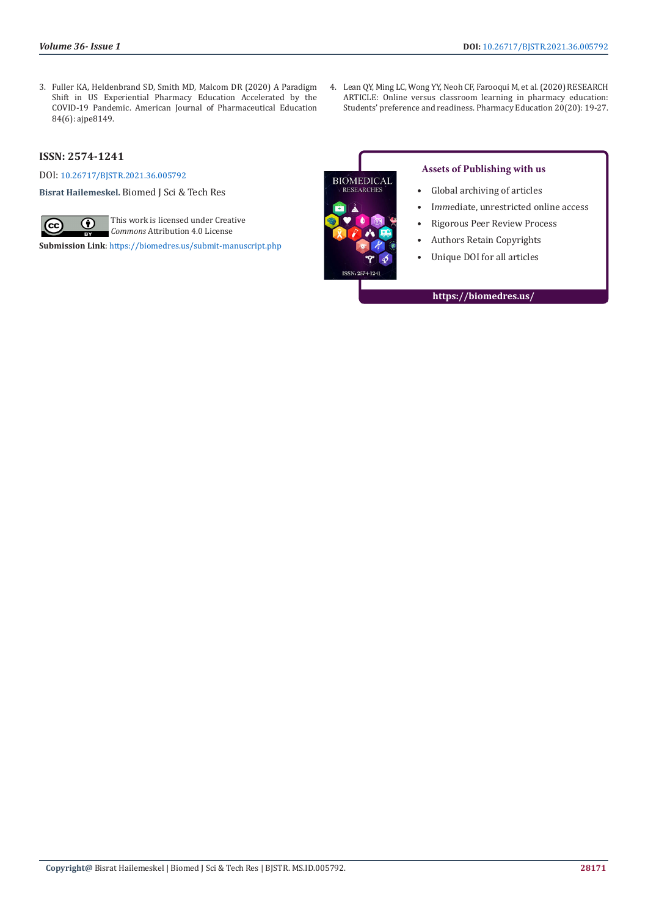3. Fuller KA, Heldenbrand SD, Smith MD, Malcom DR (2020) A Paradigm Shift in US Experiential Pharmacy Education Accelerated by the COVID-19 Pandemic. American Journal of Pharmaceutical Education 84(6): ajpe8149.

4. Lean QY, Ming LC, Wong YY, Neoh CF, Farooqui M, et al. (2020) RESEARCH ARTICLE: Online versus classroom learning in pharmacy education: Students' preference and readiness. Pharmacy Education 20(20): 19-27.

**ISSN: 2574-1241**

DOI: 10.26717/BJSTR.2021.36.005792

**Bisrat Hailemeskel.** Biomed J Sci & Tech Res

This work is licensed under Creative *Commons* Attribution 4.0 License

**Submission Link**: https://biomedres.us/submit-manuscript.php

BIOMEDICAL RESEARCHES

ISSN: 2574-1241

**Assets of Publishing with us**

- Global archiving of articles
- Immediate, unrestricted online access
- Rigorous Peer Review Process
- Authors Retain Copyrights
- Unique DOI for all articles

**https://biomedres.us/**